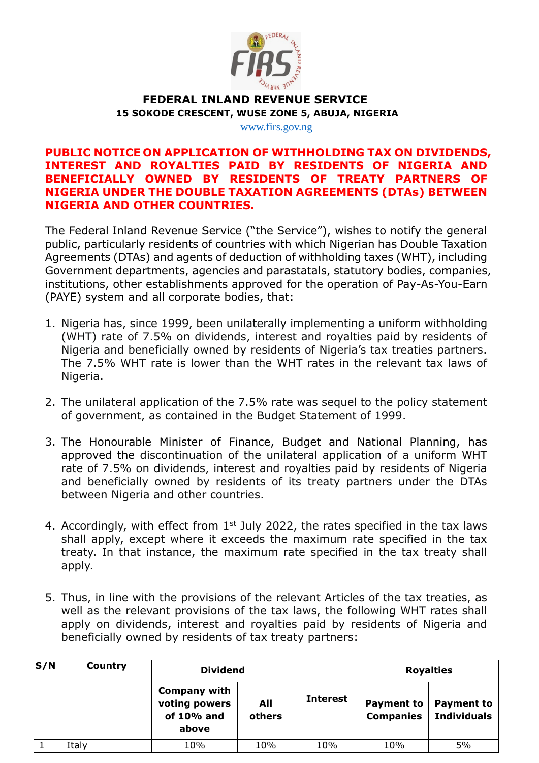# FEDERAL INLAND REVENUE SERVICE

**15 SOKODE CRESCENT, WUSE ZONE 5, ABUJA, NIGERIA**

www.firs.gov.ng

## PUBLIC NOTICE ON APPLICATION OF WITHHOLDING TAX ON DIVIDENDS, INTEREST AND ROYALTIES PAID BY RESIDENTS OF NIGERIA AND BENEFICIALLY OWNED BY RESIDENTS OF TREATY PARTNERS OF NIGERIA UNDER THE DOUBLE TAXATION AGREEMENTS (DTAs) BETWEEN NIGERIA AND OTHER COUNTRIES.

The Federal Inland Revenue Service ("the Service"), wishes to notify the general public, particularly residents of countries with which Nigerian has Double Taxation Agreements (DTAs) and agents of deduction of withholding taxes (WHT), including Government departments, agencies and parastatals, statutory bodies, companies, institutions, other establishments approved for the operation of Pay-As-You-Earn (PAYE) system and all corporate bodies, that:

1. Nigeria has, since 1999, been unilaterally implementing a uniform withholding (WHT) rate of 7.5% on dividends, interest and royalties paid by residents of Nigeria and beneficially owned by residents of Nigeria's tax treaties partners. The 7.5% WHT rate is lower than the WHT rates in the relevant tax laws of Nigeria.

2. The unilateral application of the 7.5% rate was sequel to the policy statement of government, as contained in the Budget Statement of 1999.

3. The Honourable Minister of Finance, Budget and National Planning, has approved the discontinuation of the unilateral application of a uniform WHT rate of 7.5% on dividends, interest and royalties paid by residents of Nigeria and beneficially owned by residents of its treaty partners under the DTAs between Nigeria and other countries.

4. Accordingly, with effect from 1st July 2022, the rates specified in the tax laws shall apply, except where it exceeds the maximum rate specified in the tax treaty. In that instance, the maximum rate specified in the tax treaty shall apply.

5. Thus, in line with the provisions of the relevant Articles of the tax treaties, as well as the relevant provisions of the tax laws, the following WHT rates shall apply on dividends, interest and royalties paid by residents of Nigeria and beneficially owned by residents of tax treaty partners:

| S/N | Country | Dividend | | Interest | Royalties | |
|---|---|---|---|---|---|---|
| | | Company with voting powers of 10% and above | All others | | Payment to Companies | Payment to Individuals |
| 1 | Italy | 10% | 10% | 10% | 10% | 5% |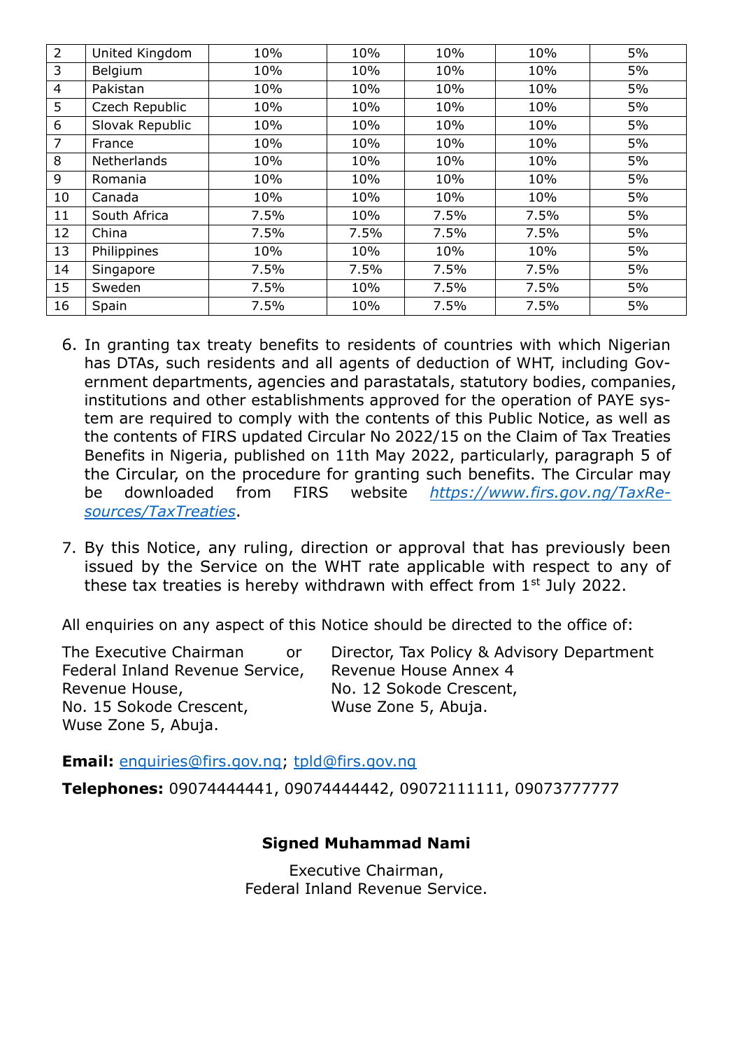| | | | | | | |
|---|---|---|---|---|---|---|
| 2 | United Kingdom | 10% | 10% | 10% | 10% | 5% |
| 3 | Belgium | 10% | 10% | 10% | 10% | 5% |
| 4 | Pakistan | 10% | 10% | 10% | 10% | 5% |
| 5 | Czech Republic | 10% | 10% | 10% | 10% | 5% |
| 6 | Slovak Republic | 10% | 10% | 10% | 10% | 5% |
| 7 | France | 10% | 10% | 10% | 10% | 5% |
| 8 | Netherlands | 10% | 10% | 10% | 10% | 5% |
| 9 | Romania | 10% | 10% | 10% | 10% | 5% |
| 10 | Canada | 10% | 10% | 10% | 10% | 5% |
| 11 | South Africa | 7.5% | 10% | 7.5% | 7.5% | 5% |
| 12 | China | 7.5% | 7.5% | 7.5% | 7.5% | 5% |
| 13 | Philippines | 10% | 10% | 10% | 10% | 5% |
| 14 | Singapore | 7.5% | 7.5% | 7.5% | 7.5% | 5% |
| 15 | Sweden | 7.5% | 10% | 7.5% | 7.5% | 5% |
| 16 | Spain | 7.5% | 10% | 7.5% | 7.5% | 5% |

6. In granting tax treaty benefits to residents of countries with which Nigerian has DTAs, such residents and all agents of deduction of WHT, including Government departments, agencies and parastatals, statutory bodies, companies, institutions and other establishments approved for the operation of PAYE system are required to comply with the contents of this Public Notice, as well as the contents of FIRS updated Circular No 2022/15 on the Claim of Tax Treaties Benefits in Nigeria, published on 11th May 2022, particularly, paragraph 5 of the Circular, on the procedure for granting such benefits. The Circular may be downloaded from FIRS website *https://www.firs.gov.ng/TaxResources/TaxTreaties*.

7. By this Notice, any ruling, direction or approval that has previously been issued by the Service on the WHT rate applicable with respect to any of these tax treaties is hereby withdrawn with effect from 1st July 2022.

All enquiries on any aspect of this Notice should be directed to the office of:

The Executive Chairman
Federal Inland Revenue Service,
Revenue House,
No. 15 Sokode Crescent,
Wuse Zone 5, Abuja.

or

Director, Tax Policy & Advisory Department
Revenue House Annex 4
No. 12 Sokode Crescent,
Wuse Zone 5, Abuja.

**Email:** enquiries@firs.gov.ng; tpld@firs.gov.ng

**Telephones:** 09074444441, 09074444442, 09072111111, 09073777777

**Signed Muhammad Nami**

Executive Chairman,
Federal Inland Revenue Service.